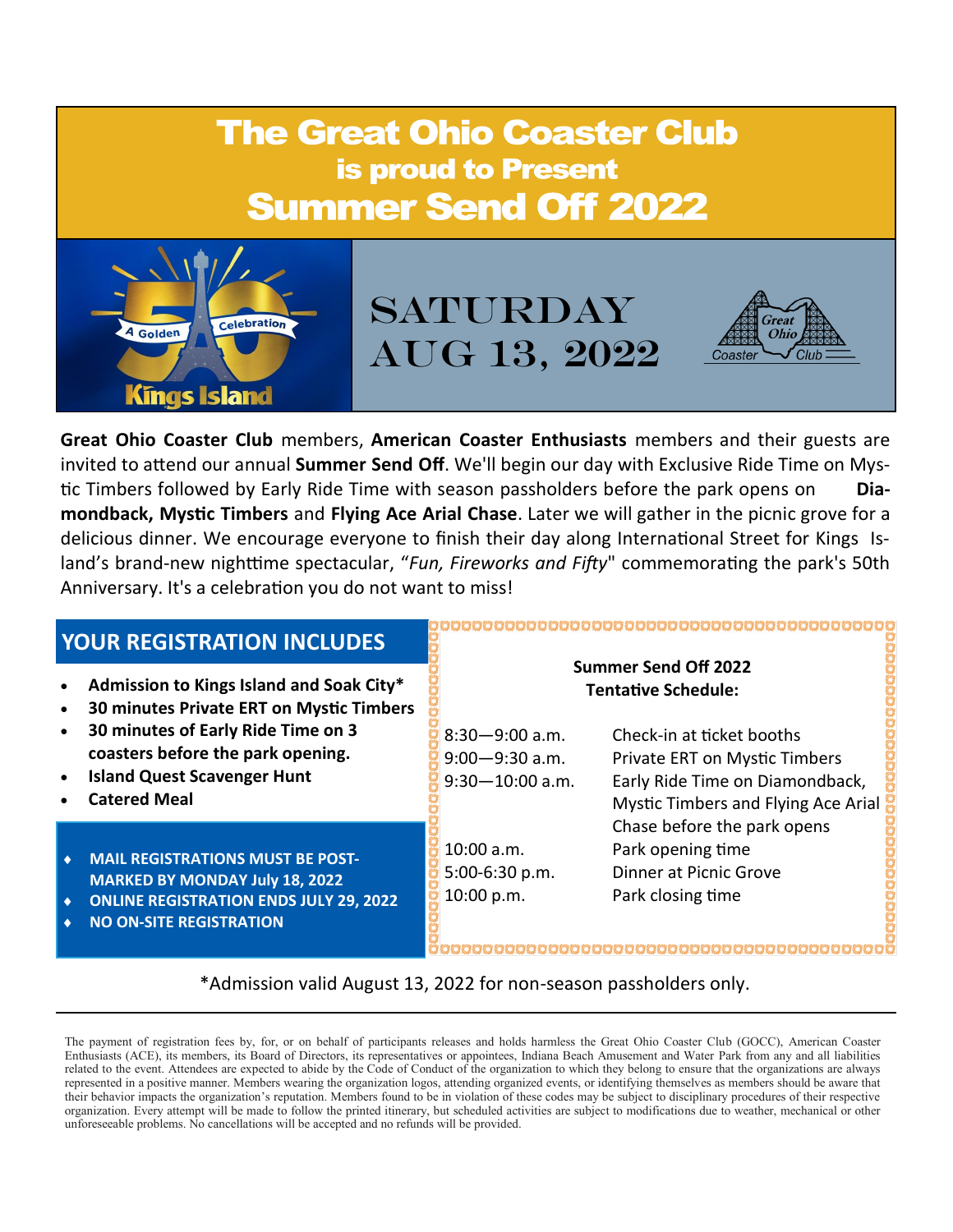# The Great Ohio Coaster Club
## is proud to Present
# Summer Send Off 2022

A Golden 50 Celebration
Kings Island

SATURDAY
AUG 13, 2022

Great Ohio Coaster Club

**Great Ohio Coaster Club** members, **American Coaster Enthusiasts** members and their guests are invited to attend our annual **Summer Send Off**. We'll begin our day with Exclusive Ride Time on Mystic Timbers followed by Early Ride Time with season passholders before the park opens on **Diamondback, Mystic Timbers** and **Flying Ace Arial Chase**. Later we will gather in the picnic grove for a delicious dinner. We encourage everyone to finish their day along International Street for Kings Island's brand-new nighttime spectacular, "*Fun, Fireworks and Fifty*" commemorating the park's 50th Anniversary. It's a celebration you do not want to miss!

## YOUR REGISTRATION INCLUDES

- **Admission to Kings Island and Soak City***
- **30 minutes Private ERT on Mystic Timbers**
- **30 minutes of Early Ride Time on 3 coasters before the park opening.**
- **Island Quest Scavenger Hunt**
- **Catered Meal**

- **MAIL REGISTRATIONS MUST BE POST-MARKED BY MONDAY July 18, 2022**
- **ONLINE REGISTRATION ENDS JULY 29, 2022**
- **NO ON-SITE REGISTRATION**

**Summer Send Off 2022**
**Tentative Schedule:**

| | |
|---|---|
| 8:30—9:00 a.m. | Check-in at ticket booths |
| 9:00—9:30 a.m. | Private ERT on Mystic Timbers |
| 9:30—10:00 a.m. | Early Ride Time on Diamondback, Mystic Timbers and Flying Ace Arial Chase before the park opens |
| 10:00 a.m. | Park opening time |
| 5:00-6:30 p.m. | Dinner at Picnic Grove |
| 10:00 p.m. | Park closing time |

*Admission valid August 13, 2022 for non-season passholders only.

---

The payment of registration fees by, for, or on behalf of participants releases and holds harmless the Great Ohio Coaster Club (GOCC), American Coaster Enthusiasts (ACE), its members, its Board of Directors, its representatives or appointees, Indiana Beach Amusement and Water Park from any and all liabilities related to the event. Attendees are expected to abide by the Code of Conduct of the organization to which they belong to ensure that the organizations are always represented in a positive manner. Members wearing the organization logos, attending organized events, or identifying themselves as members should be aware that their behavior impacts the organization's reputation. Members found to be in violation of these codes may be subject to disciplinary procedures of their respective organization. Every attempt will be made to follow the printed itinerary, but scheduled activities are subject to modifications due to weather, mechanical or other unforeseeable problems. No cancellations will be accepted and no refunds will be provided.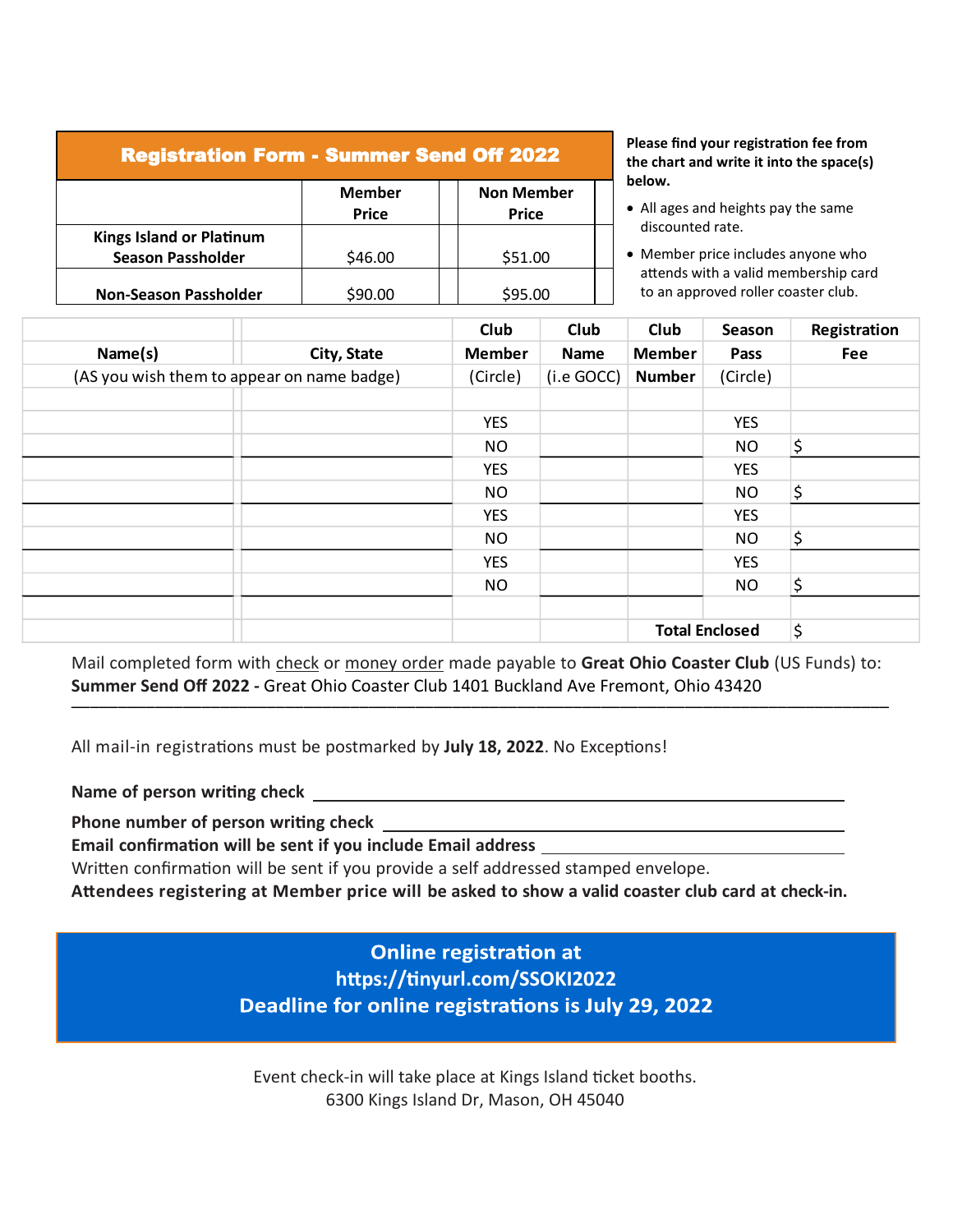| Registration Form - Summer Send Off 2022 | Member Price | Non Member Price |
|---|---|---|
| Kings Island or Platinum Season Passholder | $46.00 | $51.00 |
| Non-Season Passholder | $90.00 | $95.00 |

**Please find your registration fee from the chart and write it into the space(s) below.**

- All ages and heights pay the same discounted rate.
- Member price includes anyone who attends with a valid membership card to an approved roller coaster club.

| Name(s) | City, State | Club Member (Circle) | Club Name (i.e GOCC) | Club Member Number | Season Pass (Circle) | Registration Fee |
|---|---|---|---|---|---|---|
| (AS you wish them to appear on name badge) | | | | | | |
| | | YES | | | YES | |
| | | NO | | | NO | $ |
| | | YES | | | YES | |
| | | NO | | | NO | $ |
| | | YES | | | YES | |
| | | NO | | | NO | $ |
| | | YES | | | YES | |
| | | NO | | | NO | $ |
| | | | | | | |
| | | | | Total Enclosed | | $ |

Mail completed form with check or money order made payable to **Great Ohio Coaster Club** (US Funds) to:
**Summer Send Off 2022 -** Great Ohio Coaster Club 1401 Buckland Ave Fremont, Ohio 43420

---

All mail-in registrations must be postmarked by **July 18, 2022**. No Exceptions!

**Name of person writing check** ______________________________

**Phone number of person writing check** ______________________________

**Email confirmation will be sent if you include Email address** ______________________________

Written confirmation will be sent if you provide a self addressed stamped envelope.

**Attendees registering at Member price will be asked to show a valid coaster club card at check-in.**

**Online registration at**
**https://tinyurl.com/SSOKI2022**
**Deadline for online registrations is July 29, 2022**

Event check-in will take place at Kings Island ticket booths.
6300 Kings Island Dr, Mason, OH 45040